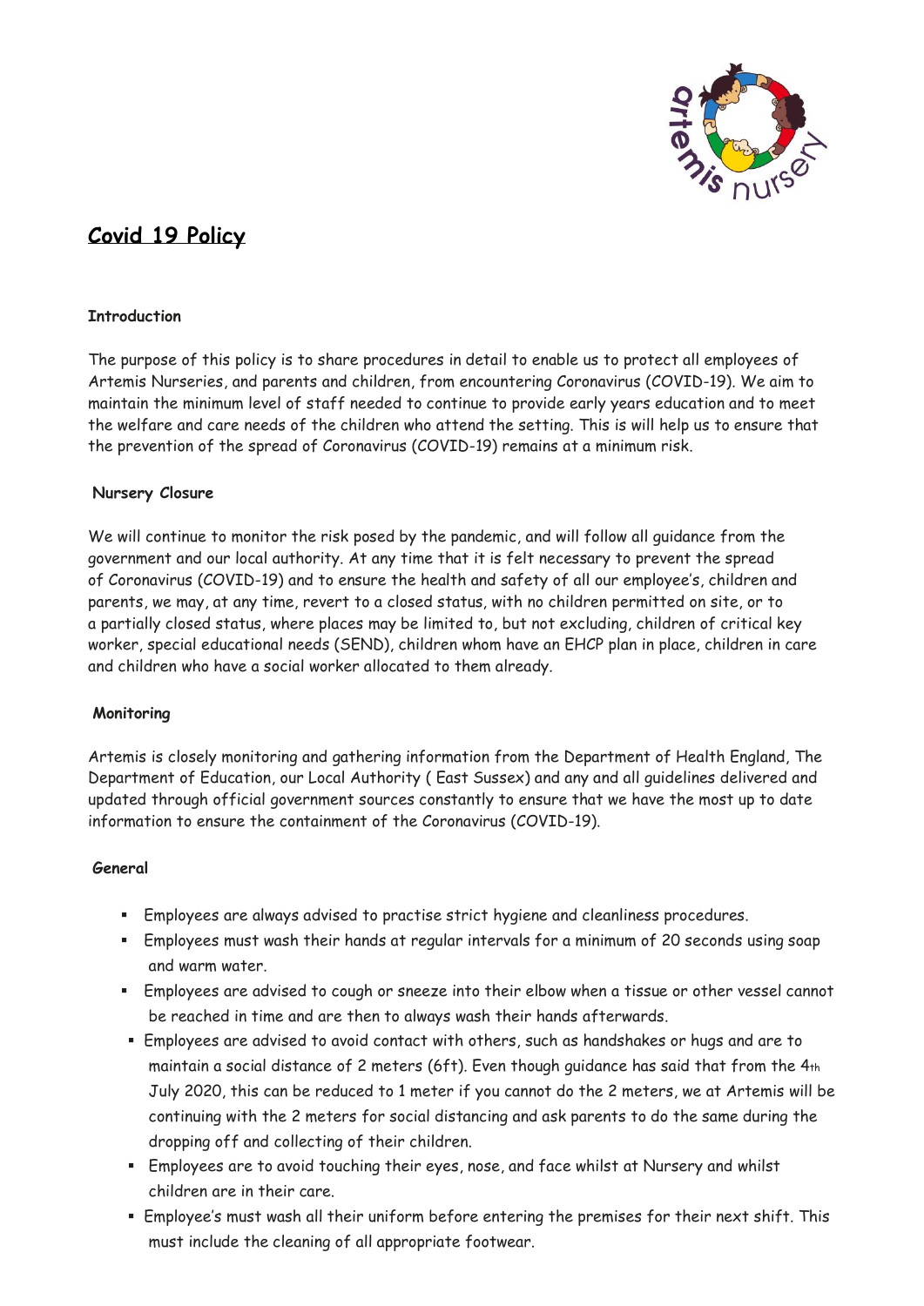# Covid 19 Policy

**Introduction**

The purpose of this policy is to share procedures in detail to enable us to protect all employees of Artemis Nurseries, and parents and children, from encountering Coronavirus (COVID-19). We aim to maintain the minimum level of staff needed to continue to provide early years education and to meet the welfare and care needs of the children who attend the setting. This is will help us to ensure that the prevention of the spread of Coronavirus (COVID-19) remains at a minimum risk.

**Nursery Closure**

We will continue to monitor the risk posed by the pandemic, and will follow all guidance from the government and our local authority. At any time that it is felt necessary to prevent the spread of Coronavirus (COVID-19) and to ensure the health and safety of all our employee's, children and parents, we may, at any time, revert to a closed status, with no children permitted on site, or to a partially closed status, where places may be limited to, but not excluding, children of critical key worker, special educational needs (SEND), children whom have an EHCP plan in place, children in care and children who have a social worker allocated to them already.

**Monitoring**

Artemis is closely monitoring and gathering information from the Department of Health England, The Department of Education, our Local Authority ( East Sussex) and any and all guidelines delivered and updated through official government sources constantly to ensure that we have the most up to date information to ensure the containment of the Coronavirus (COVID-19).

**General**

- Employees are always advised to practise strict hygiene and cleanliness procedures.
- Employees must wash their hands at regular intervals for a minimum of 20 seconds using soap and warm water.
- Employees are advised to cough or sneeze into their elbow when a tissue or other vessel cannot be reached in time and are then to always wash their hands afterwards.
- Employees are advised to avoid contact with others, such as handshakes or hugs and are to maintain a social distance of 2 meters (6ft). Even though guidance has said that from the 4th July 2020, this can be reduced to 1 meter if you cannot do the 2 meters, we at Artemis will be continuing with the 2 meters for social distancing and ask parents to do the same during the dropping off and collecting of their children.
- Employees are to avoid touching their eyes, nose, and face whilst at Nursery and whilst children are in their care.
- Employee's must wash all their uniform before entering the premises for their next shift. This must include the cleaning of all appropriate footwear.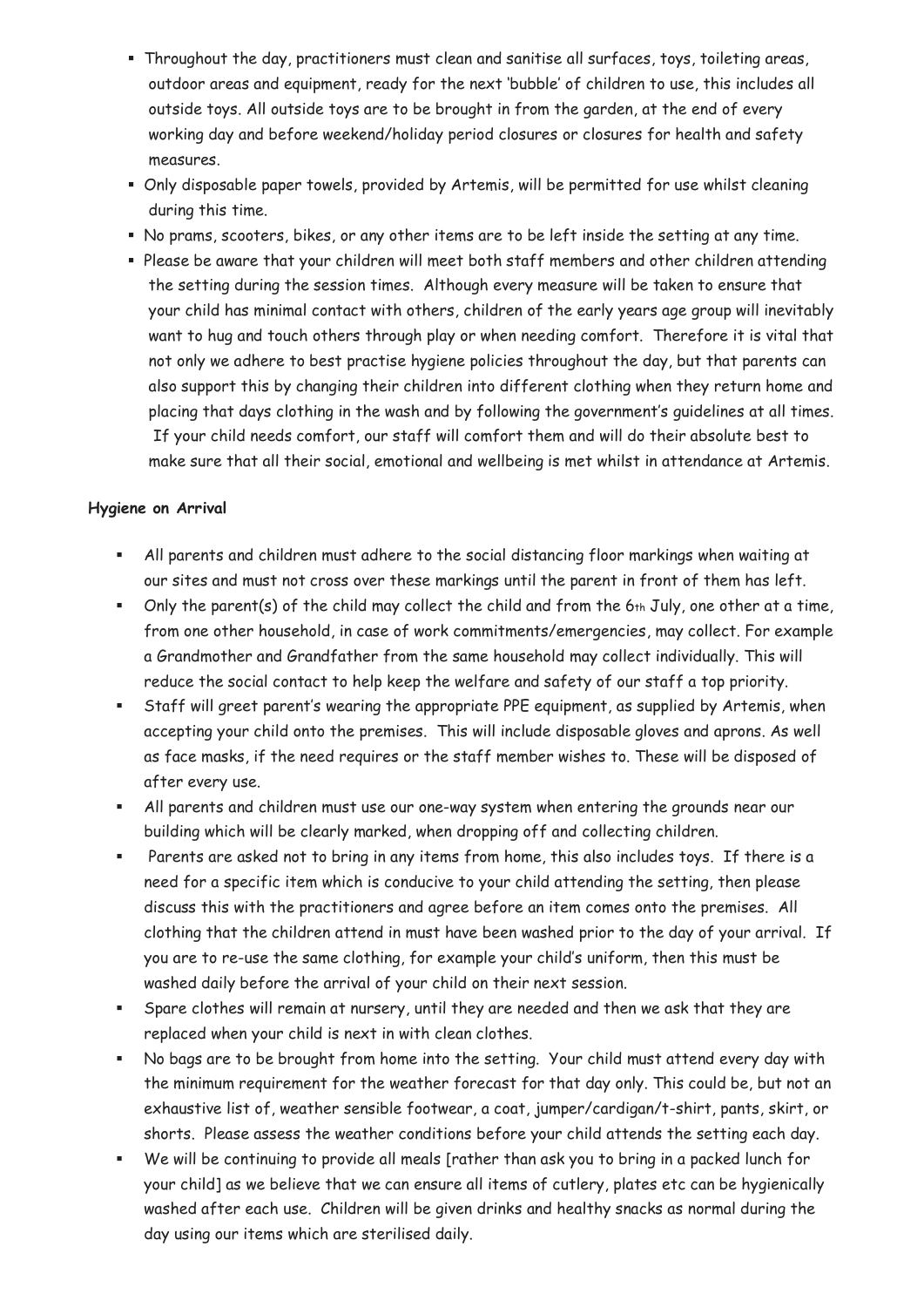- Throughout the day, practitioners must clean and sanitise all surfaces, toys, toileting areas, outdoor areas and equipment, ready for the next 'bubble' of children to use, this includes all outside toys. All outside toys are to be brought in from the garden, at the end of every working day and before weekend/holiday period closures or closures for health and safety measures.
- Only disposable paper towels, provided by Artemis, will be permitted for use whilst cleaning during this time.
- No prams, scooters, bikes, or any other items are to be left inside the setting at any time.
- Please be aware that your children will meet both staff members and other children attending the setting during the session times. Although every measure will be taken to ensure that your child has minimal contact with others, children of the early years age group will inevitably want to hug and touch others through play or when needing comfort. Therefore it is vital that not only we adhere to best practise hygiene policies throughout the day, but that parents can also support this by changing their children into different clothing when they return home and placing that days clothing in the wash and by following the government's guidelines at all times. If your child needs comfort, our staff will comfort them and will do their absolute best to make sure that all their social, emotional and wellbeing is met whilst in attendance at Artemis.

**Hygiene on Arrival**

- All parents and children must adhere to the social distancing floor markings when waiting at our sites and must not cross over these markings until the parent in front of them has left.
- Only the parent(s) of the child may collect the child and from the 6th July, one other at a time, from one other household, in case of work commitments/emergencies, may collect. For example a Grandmother and Grandfather from the same household may collect individually. This will reduce the social contact to help keep the welfare and safety of our staff a top priority.
- Staff will greet parent's wearing the appropriate PPE equipment, as supplied by Artemis, when accepting your child onto the premises. This will include disposable gloves and aprons. As well as face masks, if the need requires or the staff member wishes to. These will be disposed of after every use.
- All parents and children must use our one-way system when entering the grounds near our building which will be clearly marked, when dropping off and collecting children.
- Parents are asked not to bring in any items from home, this also includes toys. If there is a need for a specific item which is conducive to your child attending the setting, then please discuss this with the practitioners and agree before an item comes onto the premises. All clothing that the children attend in must have been washed prior to the day of your arrival. If you are to re-use the same clothing, for example your child's uniform, then this must be washed daily before the arrival of your child on their next session.
- Spare clothes will remain at nursery, until they are needed and then we ask that they are replaced when your child is next in with clean clothes.
- No bags are to be brought from home into the setting. Your child must attend every day with the minimum requirement for the weather forecast for that day only. This could be, but not an exhaustive list of, weather sensible footwear, a coat, jumper/cardigan/t-shirt, pants, skirt, or shorts. Please assess the weather conditions before your child attends the setting each day.
- We will be continuing to provide all meals [rather than ask you to bring in a packed lunch for your child] as we believe that we can ensure all items of cutlery, plates etc can be hygienically washed after each use. Children will be given drinks and healthy snacks as normal during the day using our items which are sterilised daily.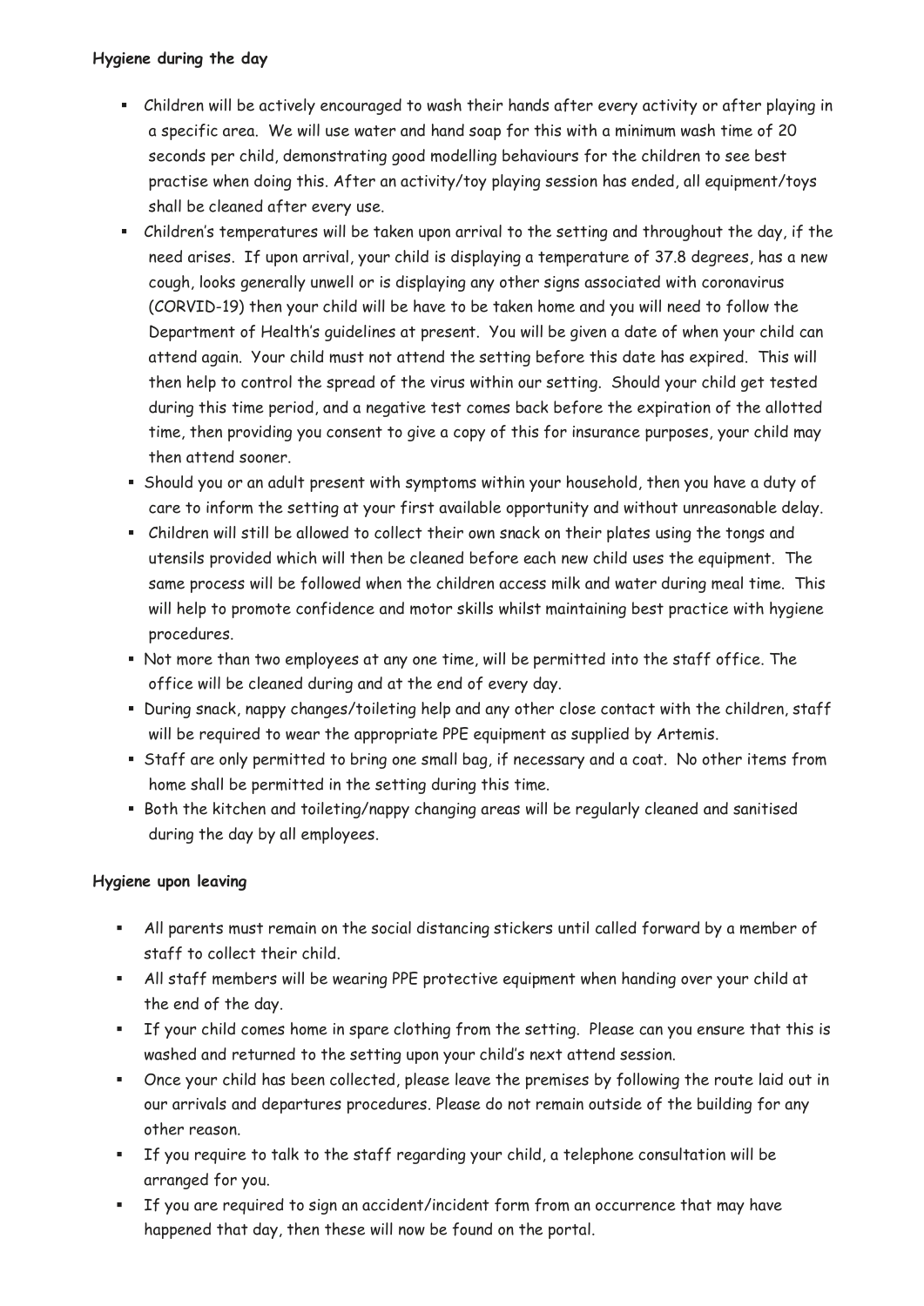**Hygiene during the day**

- Children will be actively encouraged to wash their hands after every activity or after playing in a specific area. We will use water and hand soap for this with a minimum wash time of 20 seconds per child, demonstrating good modelling behaviours for the children to see best practise when doing this. After an activity/toy playing session has ended, all equipment/toys shall be cleaned after every use.
- Children's temperatures will be taken upon arrival to the setting and throughout the day, if the need arises. If upon arrival, your child is displaying a temperature of 37.8 degrees, has a new cough, looks generally unwell or is displaying any other signs associated with coronavirus (CORVID-19) then your child will be have to be taken home and you will need to follow the Department of Health's guidelines at present. You will be given a date of when your child can attend again. Your child must not attend the setting before this date has expired. This will then help to control the spread of the virus within our setting. Should your child get tested during this time period, and a negative test comes back before the expiration of the allotted time, then providing you consent to give a copy of this for insurance purposes, your child may then attend sooner.
- Should you or an adult present with symptoms within your household, then you have a duty of care to inform the setting at your first available opportunity and without unreasonable delay.
- Children will still be allowed to collect their own snack on their plates using the tongs and utensils provided which will then be cleaned before each new child uses the equipment. The same process will be followed when the children access milk and water during meal time. This will help to promote confidence and motor skills whilst maintaining best practice with hygiene procedures.
- Not more than two employees at any one time, will be permitted into the staff office. The office will be cleaned during and at the end of every day.
- During snack, nappy changes/toileting help and any other close contact with the children, staff will be required to wear the appropriate PPE equipment as supplied by Artemis.
- Staff are only permitted to bring one small bag, if necessary and a coat. No other items from home shall be permitted in the setting during this time.
- Both the kitchen and toileting/nappy changing areas will be regularly cleaned and sanitised during the day by all employees.

**Hygiene upon leaving**

- All parents must remain on the social distancing stickers until called forward by a member of staff to collect their child.
- All staff members will be wearing PPE protective equipment when handing over your child at the end of the day.
- If your child comes home in spare clothing from the setting. Please can you ensure that this is washed and returned to the setting upon your child's next attend session.
- Once your child has been collected, please leave the premises by following the route laid out in our arrivals and departures procedures. Please do not remain outside of the building for any other reason.
- If you require to talk to the staff regarding your child, a telephone consultation will be arranged for you.
- If you are required to sign an accident/incident form from an occurrence that may have happened that day, then these will now be found on the portal.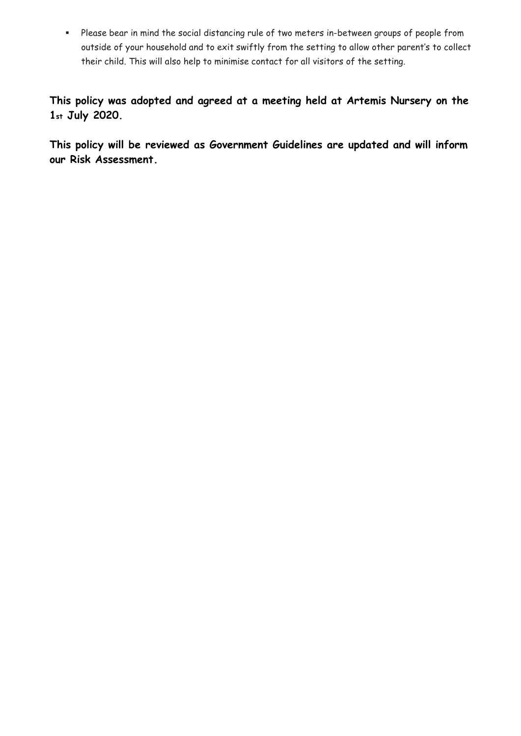- Please bear in mind the social distancing rule of two meters in-between groups of people from outside of your household and to exit swiftly from the setting to allow other parent's to collect their child. This will also help to minimise contact for all visitors of the setting.

**This policy was adopted and agreed at a meeting held at Artemis Nursery on the 1st July 2020.**

**This policy will be reviewed as Government Guidelines are updated and will inform our Risk Assessment.**